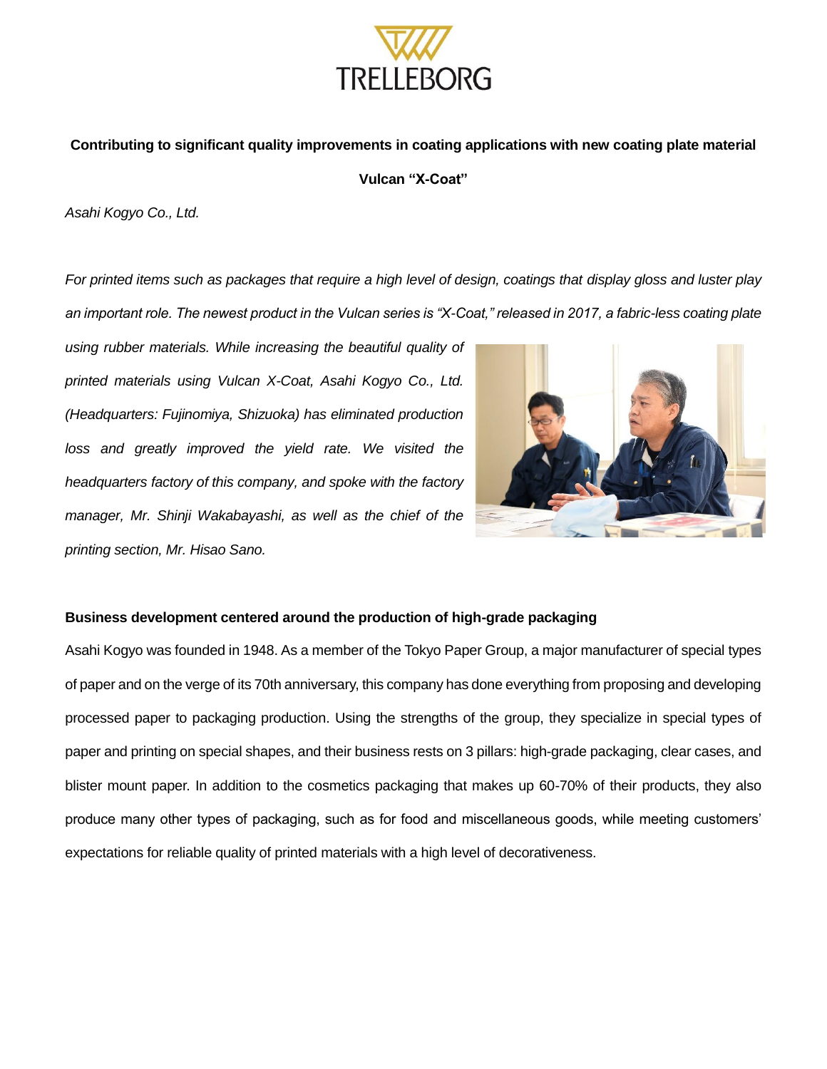**Contributing to significant quality improvements in coating applications with new coating plate material Vulcan "X-Coat"**

*Asahi Kogyo Co., Ltd.*

*For printed items such as packages that require a high level of design, coatings that display gloss and luster play an important role. The newest product in the Vulcan series is "X-Coat," released in 2017, a fabric-less coating plate using rubber materials. While increasing the beautiful quality of printed materials using Vulcan X-Coat, Asahi Kogyo Co., Ltd. (Headquarters: Fujinomiya, Shizuoka) has eliminated production loss and greatly improved the yield rate. We visited the headquarters factory of this company, and spoke with the factory manager, Mr. Shinji Wakabayashi, as well as the chief of the printing section, Mr. Hisao Sano.*

## Business development centered around the production of high-grade packaging

Asahi Kogyo was founded in 1948. As a member of the Tokyo Paper Group, a major manufacturer of special types of paper and on the verge of its 70th anniversary, this company has done everything from proposing and developing processed paper to packaging production. Using the strengths of the group, they specialize in special types of paper and printing on special shapes, and their business rests on 3 pillars: high-grade packaging, clear cases, and blister mount paper. In addition to the cosmetics packaging that makes up 60-70% of their products, they also produce many other types of packaging, such as for food and miscellaneous goods, while meeting customers' expectations for reliable quality of printed materials with a high level of decorativeness.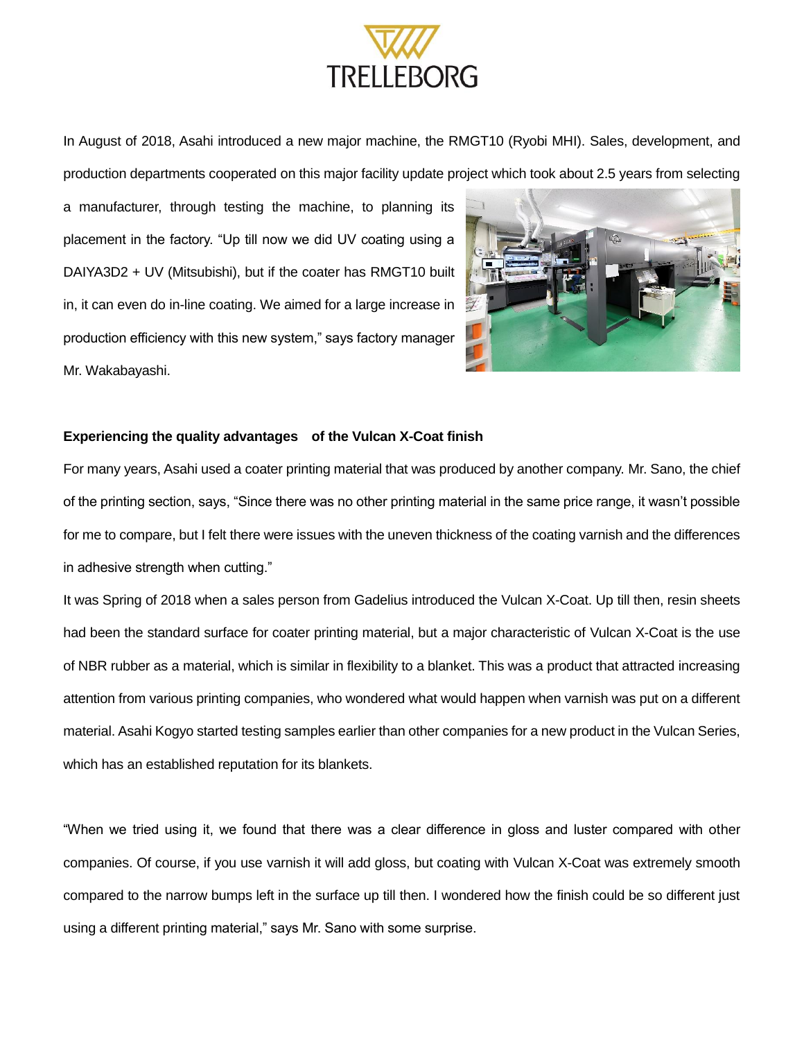In August of 2018, Asahi introduced a new major machine, the RMGT10 (Ryobi MHI). Sales, development, and production departments cooperated on this major facility update project which took about 2.5 years from selecting a manufacturer, through testing the machine, to planning its placement in the factory. "Up till now we did UV coating using a DAIYA3D2 + UV (Mitsubishi), but if the coater has RMGT10 built in, it can even do in-line coating. We aimed for a large increase in production efficiency with this new system," says factory manager Mr. Wakabayashi.

**Experiencing the quality advantages of the Vulcan X-Coat finish**

For many years, Asahi used a coater printing material that was produced by another company. Mr. Sano, the chief of the printing section, says, "Since there was no other printing material in the same price range, it wasn't possible for me to compare, but I felt there were issues with the uneven thickness of the coating varnish and the differences in adhesive strength when cutting."

It was Spring of 2018 when a sales person from Gadelius introduced the Vulcan X-Coat. Up till then, resin sheets had been the standard surface for coater printing material, but a major characteristic of Vulcan X-Coat is the use of NBR rubber as a material, which is similar in flexibility to a blanket. This was a product that attracted increasing attention from various printing companies, who wondered what would happen when varnish was put on a different material. Asahi Kogyo started testing samples earlier than other companies for a new product in the Vulcan Series, which has an established reputation for its blankets.

"When we tried using it, we found that there was a clear difference in gloss and luster compared with other companies. Of course, if you use varnish it will add gloss, but coating with Vulcan X-Coat was extremely smooth compared to the narrow bumps left in the surface up till then. I wondered how the finish could be so different just using a different printing material," says Mr. Sano with some surprise.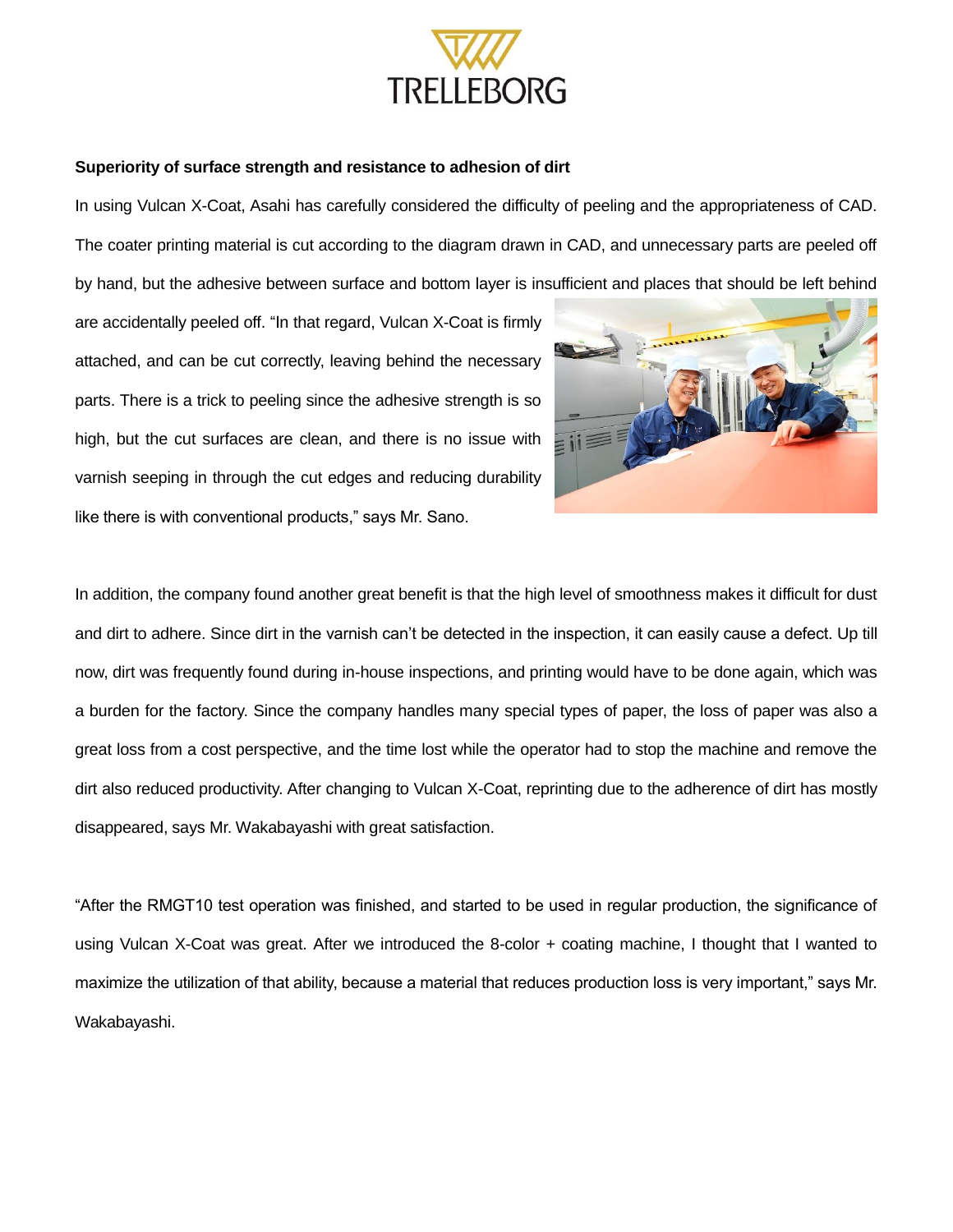**Superiority of surface strength and resistance to adhesion of dirt**

In using Vulcan X-Coat, Asahi has carefully considered the difficulty of peeling and the appropriateness of CAD. The coater printing material is cut according to the diagram drawn in CAD, and unnecessary parts are peeled off by hand, but the adhesive between surface and bottom layer is insufficient and places that should be left behind are accidentally peeled off. "In that regard, Vulcan X-Coat is firmly attached, and can be cut correctly, leaving behind the necessary parts. There is a trick to peeling since the adhesive strength is so high, but the cut surfaces are clean, and there is no issue with varnish seeping in through the cut edges and reducing durability like there is with conventional products," says Mr. Sano.

In addition, the company found another great benefit is that the high level of smoothness makes it difficult for dust and dirt to adhere. Since dirt in the varnish can't be detected in the inspection, it can easily cause a defect. Up till now, dirt was frequently found during in-house inspections, and printing would have to be done again, which was a burden for the factory. Since the company handles many special types of paper, the loss of paper was also a great loss from a cost perspective, and the time lost while the operator had to stop the machine and remove the dirt also reduced productivity. After changing to Vulcan X-Coat, reprinting due to the adherence of dirt has mostly disappeared, says Mr. Wakabayashi with great satisfaction.

"After the RMGT10 test operation was finished, and started to be used in regular production, the significance of using Vulcan X-Coat was great. After we introduced the 8-color + coating machine, I thought that I wanted to maximize the utilization of that ability, because a material that reduces production loss is very important," says Mr. Wakabayashi.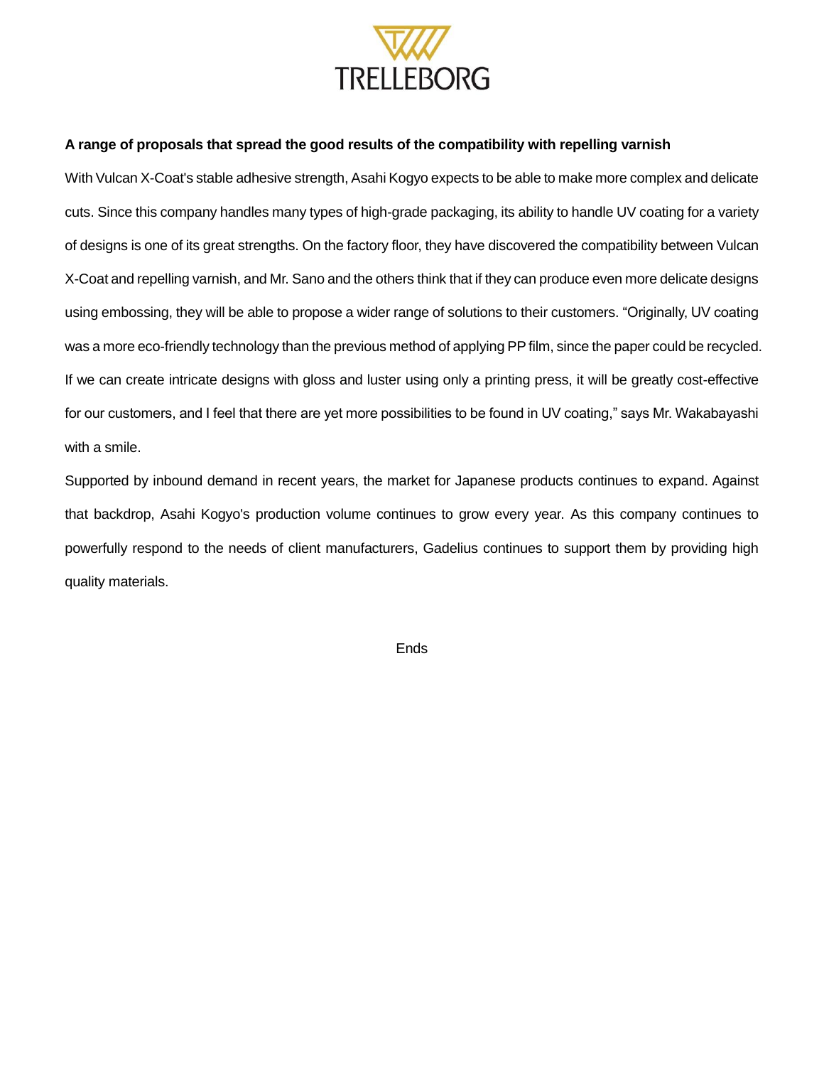**A range of proposals that spread the good results of the compatibility with repelling varnish**

With Vulcan X-Coat's stable adhesive strength, Asahi Kogyo expects to be able to make more complex and delicate cuts. Since this company handles many types of high-grade packaging, its ability to handle UV coating for a variety of designs is one of its great strengths. On the factory floor, they have discovered the compatibility between Vulcan X-Coat and repelling varnish, and Mr. Sano and the others think that if they can produce even more delicate designs using embossing, they will be able to propose a wider range of solutions to their customers. “Originally, UV coating was a more eco-friendly technology than the previous method of applying PP film, since the paper could be recycled. If we can create intricate designs with gloss and luster using only a printing press, it will be greatly cost-effective for our customers, and I feel that there are yet more possibilities to be found in UV coating,” says Mr. Wakabayashi with a smile.

Supported by inbound demand in recent years, the market for Japanese products continues to expand. Against that backdrop, Asahi Kogyo's production volume continues to grow every year. As this company continues to powerfully respond to the needs of client manufacturers, Gadelius continues to support them by providing high quality materials.

Ends